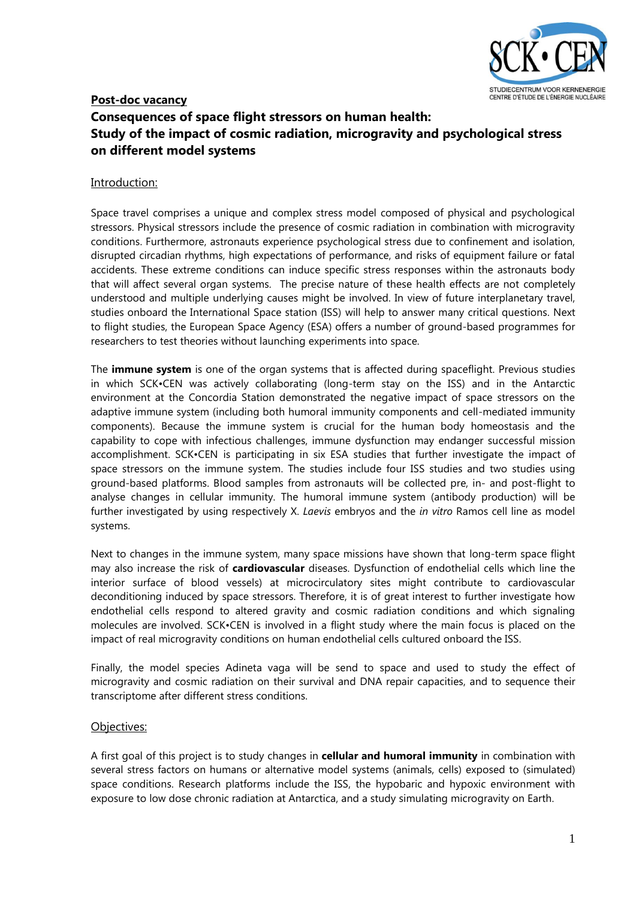**Post-doc vacancy**

# Consequences of space flight stressors on human health: Study of the impact of cosmic radiation, microgravity and psychological stress on different model systems

## Introduction:

Space travel comprises a unique and complex stress model composed of physical and psychological stressors. Physical stressors include the presence of cosmic radiation in combination with microgravity conditions. Furthermore, astronauts experience psychological stress due to confinement and isolation, disrupted circadian rhythms, high expectations of performance, and risks of equipment failure or fatal accidents. These extreme conditions can induce specific stress responses within the astronauts body that will affect several organ systems. The precise nature of these health effects are not completely understood and multiple underlying causes might be involved. In view of future interplanetary travel, studies onboard the International Space station (ISS) will help to answer many critical questions. Next to flight studies, the European Space Agency (ESA) offers a number of ground-based programmes for researchers to test theories without launching experiments into space.

The **immune system** is one of the organ systems that is affected during spaceflight. Previous studies in which SCK•CEN was actively collaborating (long-term stay on the ISS) and in the Antarctic environment at the Concordia Station demonstrated the negative impact of space stressors on the adaptive immune system (including both humoral immunity components and cell-mediated immunity components). Because the immune system is crucial for the human body homeostasis and the capability to cope with infectious challenges, immune dysfunction may endanger successful mission accomplishment. SCK•CEN is participating in six ESA studies that further investigate the impact of space stressors on the immune system. The studies include four ISS studies and two studies using ground-based platforms. Blood samples from astronauts will be collected pre, in- and post-flight to analyse changes in cellular immunity. The humoral immune system (antibody production) will be further investigated by using respectively X. *Laevis* embryos and the *in vitro* Ramos cell line as model systems.

Next to changes in the immune system, many space missions have shown that long-term space flight may also increase the risk of **cardiovascular** diseases. Dysfunction of endothelial cells which line the interior surface of blood vessels) at microcirculatory sites might contribute to cardiovascular deconditioning induced by space stressors. Therefore, it is of great interest to further investigate how endothelial cells respond to altered gravity and cosmic radiation conditions and which signaling molecules are involved. SCK•CEN is involved in a flight study where the main focus is placed on the impact of real microgravity conditions on human endothelial cells cultured onboard the ISS.

Finally, the model species Adineta vaga will be send to space and used to study the effect of microgravity and cosmic radiation on their survival and DNA repair capacities, and to sequence their transcriptome after different stress conditions.

## Objectives:

A first goal of this project is to study changes in **cellular and humoral immunity** in combination with several stress factors on humans or alternative model systems (animals, cells) exposed to (simulated) space conditions. Research platforms include the ISS, the hypobaric and hypoxic environment with exposure to low dose chronic radiation at Antarctica, and a study simulating microgravity on Earth.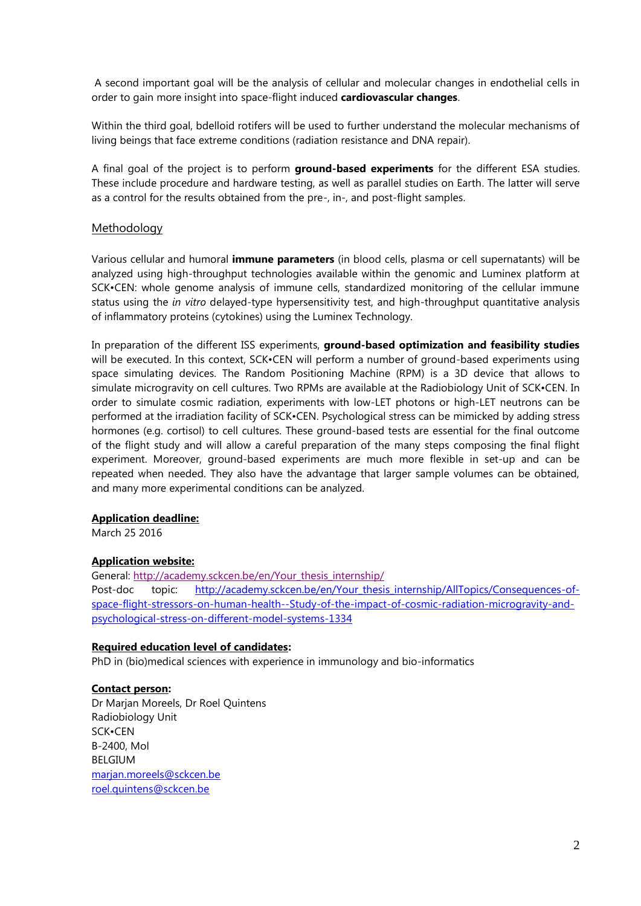A second important goal will be the analysis of cellular and molecular changes in endothelial cells in order to gain more insight into space-flight induced **cardiovascular changes**.

Within the third goal, bdelloid rotifers will be used to further understand the molecular mechanisms of living beings that face extreme conditions (radiation resistance and DNA repair).

A final goal of the project is to perform **ground-based experiments** for the different ESA studies. These include procedure and hardware testing, as well as parallel studies on Earth. The latter will serve as a control for the results obtained from the pre-, in-, and post-flight samples.

## Methodology

Various cellular and humoral **immune parameters** (in blood cells, plasma or cell supernatants) will be analyzed using high-throughput technologies available within the genomic and Luminex platform at SCK•CEN: whole genome analysis of immune cells, standardized monitoring of the cellular immune status using the *in vitro* delayed-type hypersensitivity test, and high-throughput quantitative analysis of inflammatory proteins (cytokines) using the Luminex Technology.

In preparation of the different ISS experiments, **ground-based optimization and feasibility studies** will be executed. In this context, SCK•CEN will perform a number of ground-based experiments using space simulating devices. The Random Positioning Machine (RPM) is a 3D device that allows to simulate microgravity on cell cultures. Two RPMs are available at the Radiobiology Unit of SCK•CEN. In order to simulate cosmic radiation, experiments with low-LET photons or high-LET neutrons can be performed at the irradiation facility of SCK•CEN. Psychological stress can be mimicked by adding stress hormones (e.g. cortisol) to cell cultures. These ground-based tests are essential for the final outcome of the flight study and will allow a careful preparation of the many steps composing the final flight experiment. Moreover, ground-based experiments are much more flexible in set-up and can be repeated when needed. They also have the advantage that larger sample volumes can be obtained, and many more experimental conditions can be analyzed.

**Application deadline:**
March 25 2016

**Application website:**
General: http://academy.sckcen.be/en/Your_thesis_internship/
Post-doc topic: http://academy.sckcen.be/en/Your_thesis_internship/AllTopics/Consequences-of-space-flight-stressors-on-human-health--Study-of-the-impact-of-cosmic-radiation-microgravity-and-psychological-stress-on-different-model-systems-1334

**Required education level of candidates:**
PhD in (bio)medical sciences with experience in immunology and bio-informatics

**Contact person:**
Dr Marjan Moreels, Dr Roel Quintens
Radiobiology Unit
SCK•CEN
B-2400, Mol
BELGIUM
marjan.moreels@sckcen.be
roel.quintens@sckcen.be